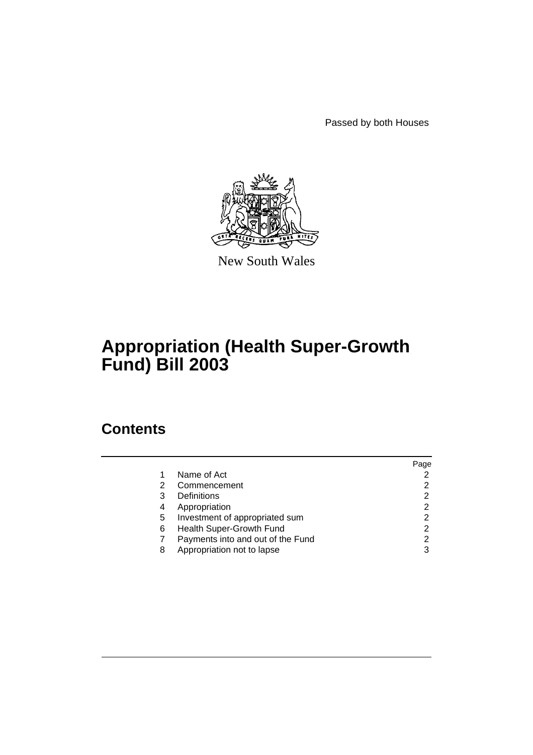Passed by both Houses

New South Wales

# Appropriation (Health Super-Growth Fund) Bill 2003

## Contents

| | | Page |
|---|---|---|
| 1 | Name of Act | 2 |
| 2 | Commencement | 2 |
| 3 | Definitions | 2 |
| 4 | Appropriation | 2 |
| 5 | Investment of appropriated sum | 2 |
| 6 | Health Super-Growth Fund | 2 |
| 7 | Payments into and out of the Fund | 2 |
| 8 | Appropriation not to lapse | 3 |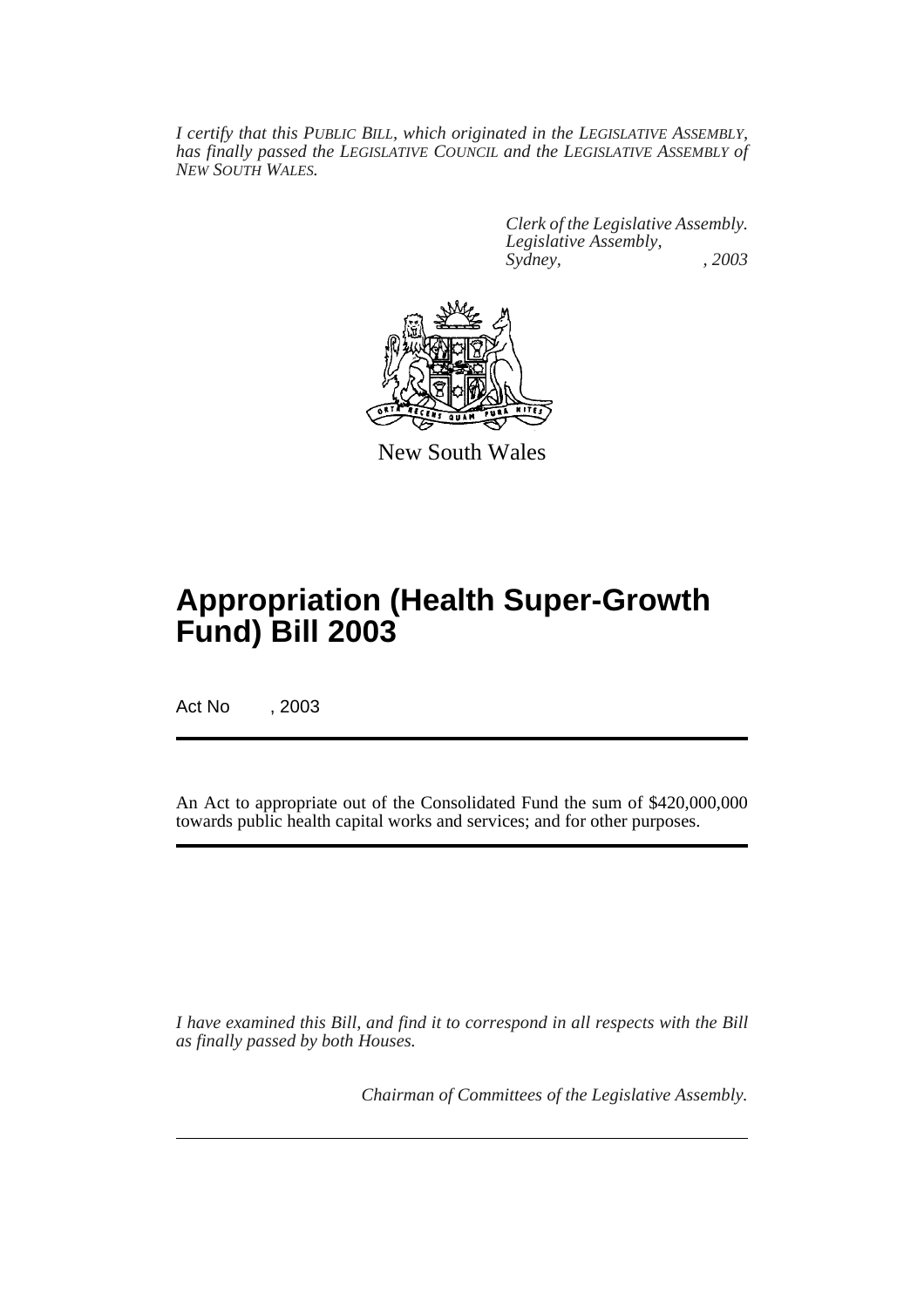*I certify that this PUBLIC BILL, which originated in the LEGISLATIVE ASSEMBLY, has finally passed the LEGISLATIVE COUNCIL and the LEGISLATIVE ASSEMBLY of NEW SOUTH WALES.*

*Clerk of the Legislative Assembly.*
*Legislative Assembly,*
*Sydney, , 2003*

New South Wales

# Appropriation (Health Super-Growth Fund) Bill 2003

Act No , 2003

An Act to appropriate out of the Consolidated Fund the sum of $420,000,000 towards public health capital works and services; and for other purposes.

*I have examined this Bill, and find it to correspond in all respects with the Bill as finally passed by both Houses.*

*Chairman of Committees of the Legislative Assembly.*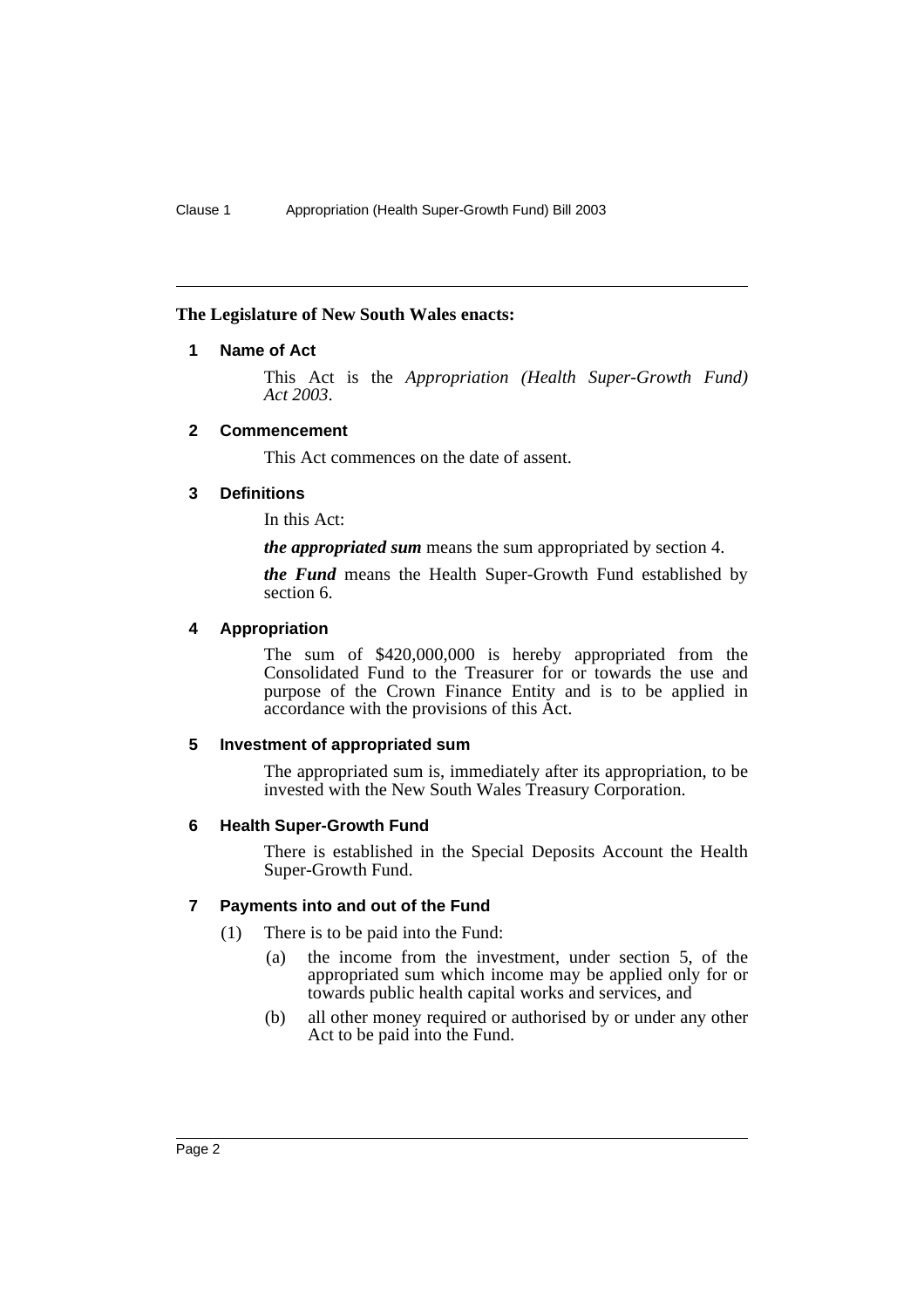**The Legislature of New South Wales enacts:**

## 1 Name of Act

This Act is the *Appropriation (Health Super-Growth Fund) Act 2003*.

## 2 Commencement

This Act commences on the date of assent.

## 3 Definitions

In this Act:

***the appropriated sum*** means the sum appropriated by section 4.

***the Fund*** means the Health Super-Growth Fund established by section 6.

## 4 Appropriation

The sum of $420,000,000 is hereby appropriated from the Consolidated Fund to the Treasurer for or towards the use and purpose of the Crown Finance Entity and is to be applied in accordance with the provisions of this Act.

## 5 Investment of appropriated sum

The appropriated sum is, immediately after its appropriation, to be invested with the New South Wales Treasury Corporation.

## 6 Health Super-Growth Fund

There is established in the Special Deposits Account the Health Super-Growth Fund.

## 7 Payments into and out of the Fund

(1) There is to be paid into the Fund:

(a) the income from the investment, under section 5, of the appropriated sum which income may be applied only for or towards public health capital works and services, and

(b) all other money required or authorised by or under any other Act to be paid into the Fund.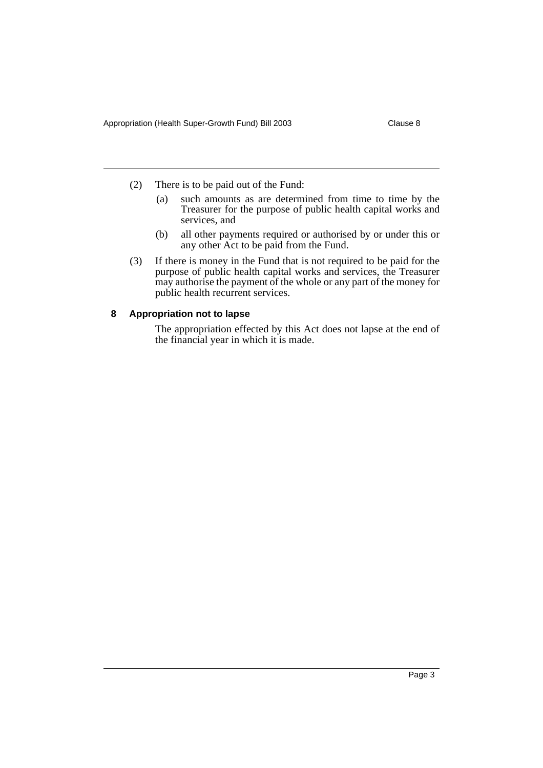(2) There is to be paid out of the Fund:

(a) such amounts as are determined from time to time by the Treasurer for the purpose of public health capital works and services, and

(b) all other payments required or authorised by or under this or any other Act to be paid from the Fund.

(3) If there is money in the Fund that is not required to be paid for the purpose of public health capital works and services, the Treasurer may authorise the payment of the whole or any part of the money for public health recurrent services.

## 8 Appropriation not to lapse

The appropriation effected by this Act does not lapse at the end of the financial year in which it is made.